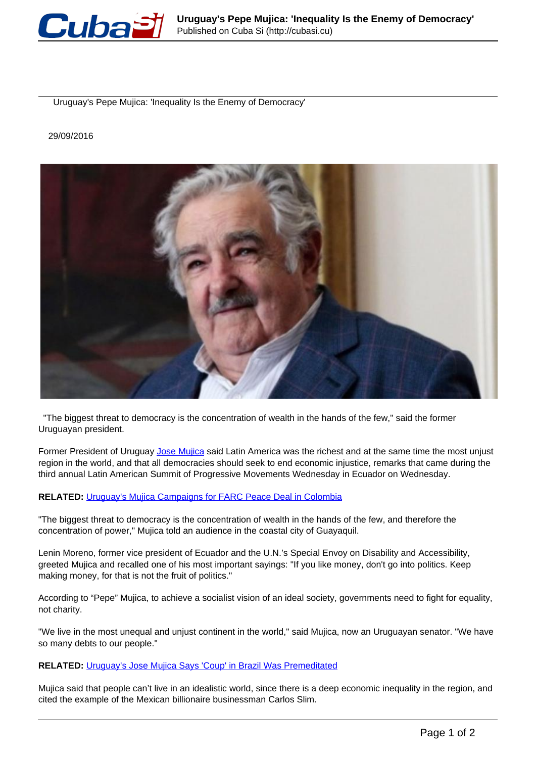# Uruguay's Pepe Mujica: 'Inequality Is the Enemy of Democracy'

29/09/2016

"The biggest threat to democracy is the concentration of wealth in the hands of the few," said the former Uruguayan president.

Former President of Uruguay Jose Mujica said Latin America was the richest and at the same time the most unjust region in the world, and that all democracies should seek to end economic injustice, remarks that came during the third annual Latin American Summit of Progressive Movements Wednesday in Ecuador on Wednesday.

**RELATED:** Uruguay's Mujica Campaigns for FARC Peace Deal in Colombia

"The biggest threat to democracy is the concentration of wealth in the hands of the few, and therefore the concentration of power," Mujica told an audience in the coastal city of Guayaquil.

Lenin Moreno, former vice president of Ecuador and the U.N.'s Special Envoy on Disability and Accessibility, greeted Mujica and recalled one of his most important sayings: "If you like money, don't go into politics. Keep making money, for that is not the fruit of politics."

According to "Pepe" Mujica, to achieve a socialist vision of an ideal society, governments need to fight for equality, not charity.

"We live in the most unequal and unjust continent in the world," said Mujica, now an Uruguayan senator. "We have so many debts to our people."

**RELATED:** Uruguay's Jose Mujica Says 'Coup' in Brazil Was Premeditated

Mujica said that people can't live in an idealistic world, since there is a deep economic inequality in the region, and cited the example of the Mexican billionaire businessman Carlos Slim.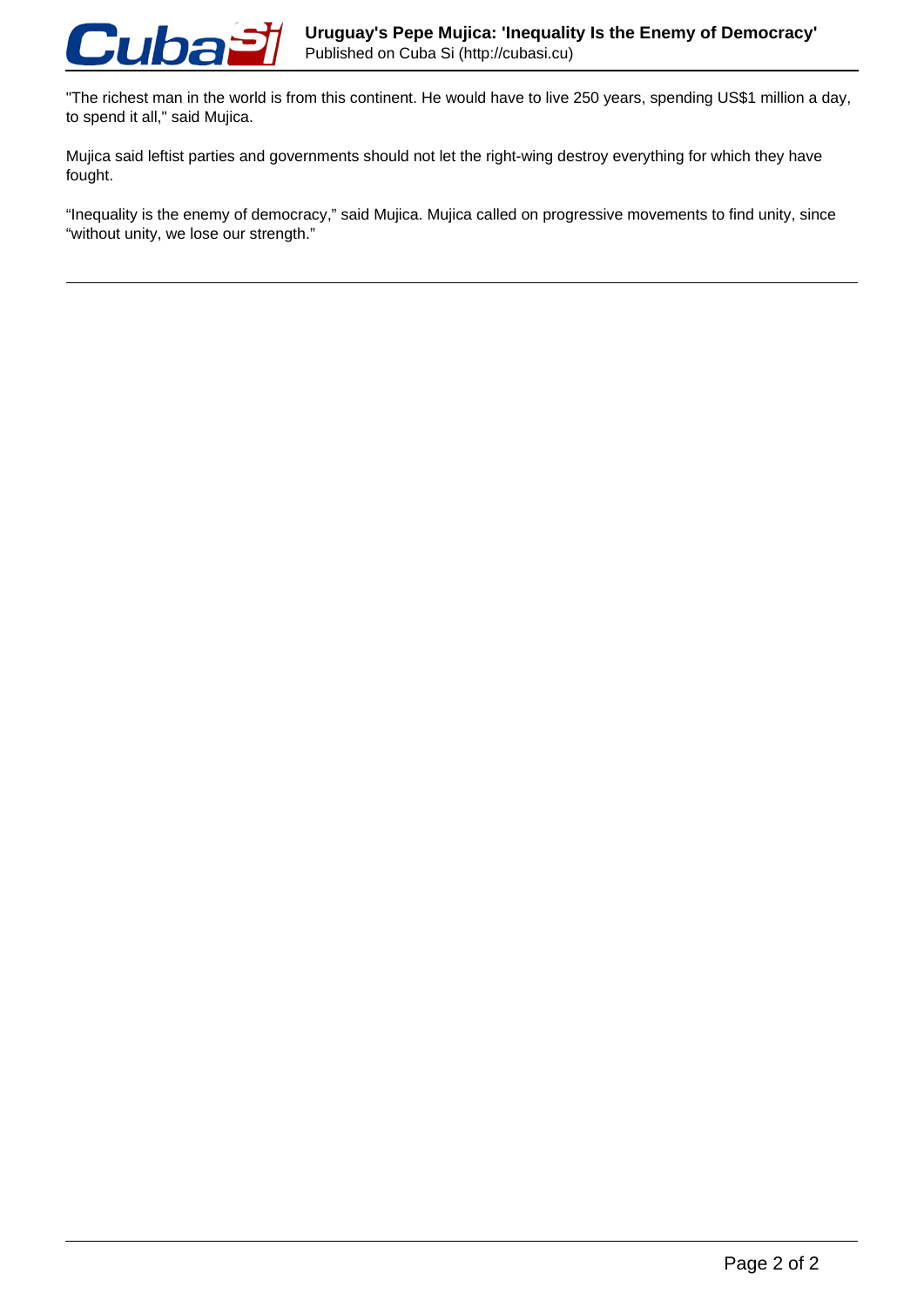"The richest man in the world is from this continent. He would have to live 250 years, spending US$1 million a day, to spend it all," said Mujica.

Mujica said leftist parties and governments should not let the right-wing destroy everything for which they have fought.

“Inequality is the enemy of democracy,” said Mujica. Mujica called on progressive movements to find unity, since “without unity, we lose our strength.”